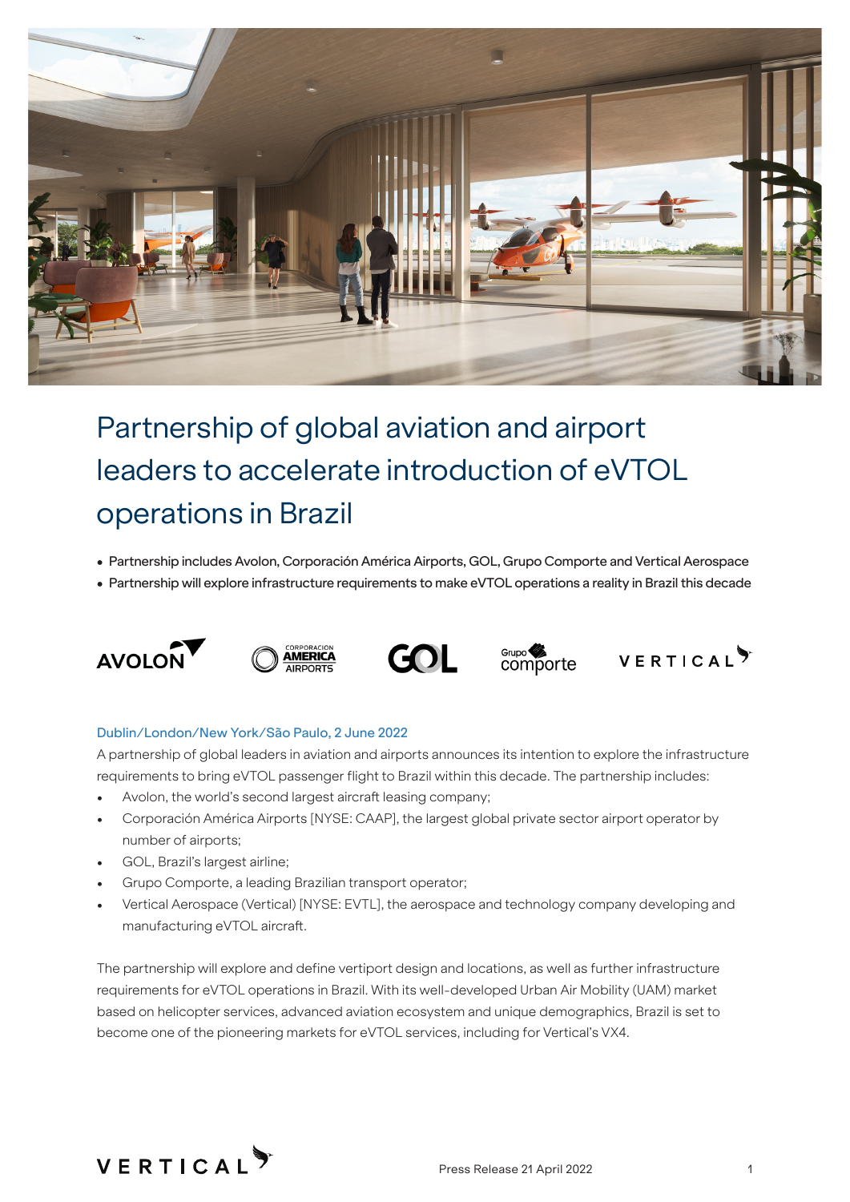# Partnership of global aviation and airport leaders to accelerate introduction of eVTOL operations in Brazil

- Partnership includes Avolon, Corporación América Airports, GOL, Grupo Comporte and Vertical Aerospace
- Partnership will explore infrastructure requirements to make eVTOL operations a reality in Brazil this decade

Dublin/London/New York/São Paulo, 2 June 2022

A partnership of global leaders in aviation and airports announces its intention to explore the infrastructure requirements to bring eVTOL passenger flight to Brazil within this decade. The partnership includes:

- Avolon, the world's second largest aircraft leasing company;
- Corporación América Airports [NYSE: CAAP], the largest global private sector airport operator by number of airports;
- GOL, Brazil's largest airline;
- Grupo Comporte, a leading Brazilian transport operator;
- Vertical Aerospace (Vertical) [NYSE: EVTL], the aerospace and technology company developing and manufacturing eVTOL aircraft.

The partnership will explore and define vertiport design and locations, as well as further infrastructure requirements for eVTOL operations in Brazil. With its well-developed Urban Air Mobility (UAM) market based on helicopter services, advanced aviation ecosystem and unique demographics, Brazil is set to become one of the pioneering markets for eVTOL services, including for Vertical's VX4.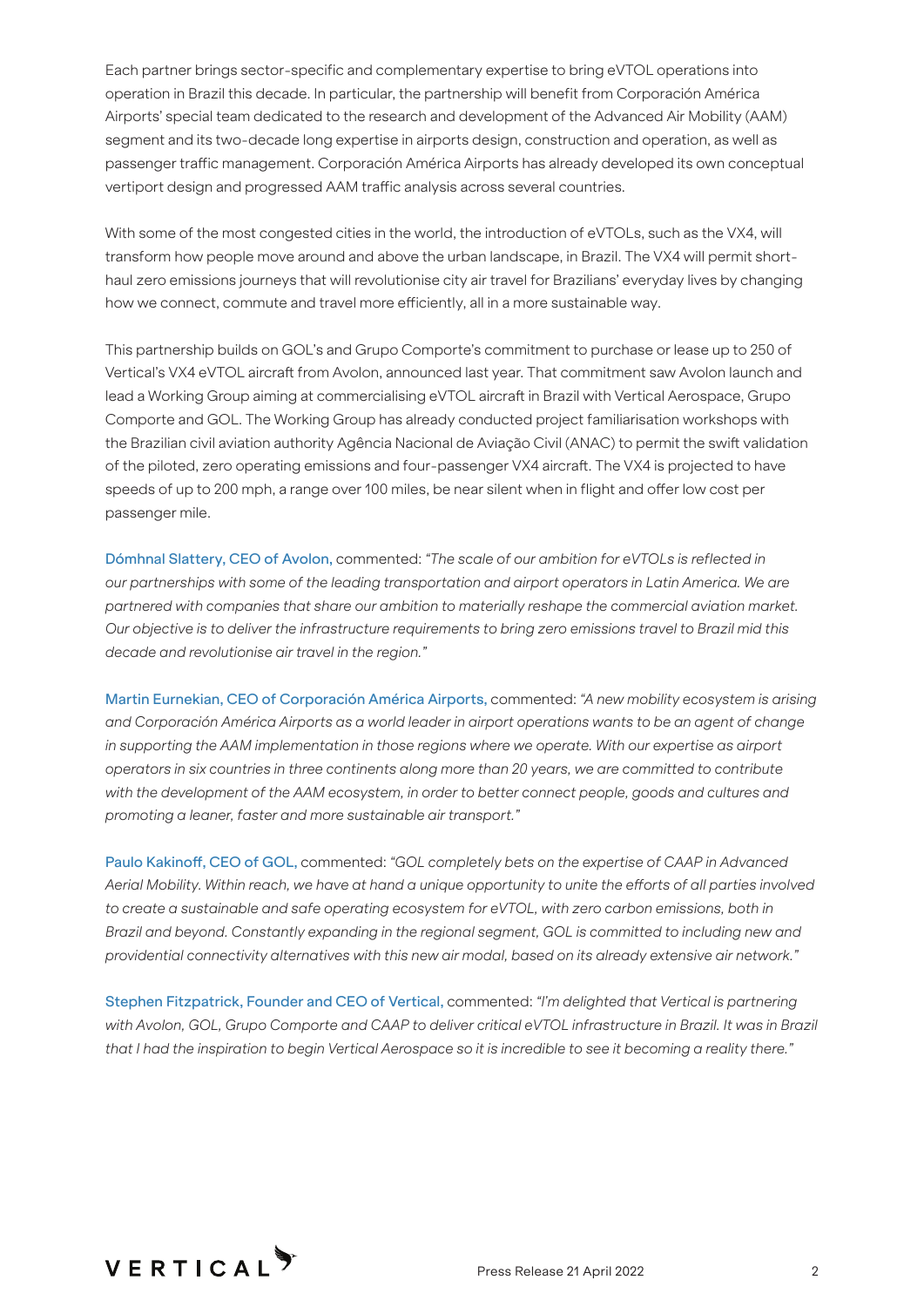Each partner brings sector-specific and complementary expertise to bring eVTOL operations into operation in Brazil this decade. In particular, the partnership will benefit from Corporación América Airports' special team dedicated to the research and development of the Advanced Air Mobility (AAM) segment and its two-decade long expertise in airports design, construction and operation, as well as passenger traffic management. Corporación América Airports has already developed its own conceptual vertiport design and progressed AAM traffic analysis across several countries.

With some of the most congested cities in the world, the introduction of eVTOLs, such as the VX4, will transform how people move around and above the urban landscape, in Brazil. The VX4 will permit short-haul zero emissions journeys that will revolutionise city air travel for Brazilians' everyday lives by changing how we connect, commute and travel more efficiently, all in a more sustainable way.

This partnership builds on GOL's and Grupo Comporte's commitment to purchase or lease up to 250 of Vertical's VX4 eVTOL aircraft from Avolon, announced last year. That commitment saw Avolon launch and lead a Working Group aiming at commercialising eVTOL aircraft in Brazil with Vertical Aerospace, Grupo Comporte and GOL. The Working Group has already conducted project familiarisation workshops with the Brazilian civil aviation authority Agência Nacional de Aviação Civil (ANAC) to permit the swift validation of the piloted, zero operating emissions and four-passenger VX4 aircraft. The VX4 is projected to have speeds of up to 200 mph, a range over 100 miles, be near silent when in flight and offer low cost per passenger mile.

Dómhnal Slattery, CEO of Avolon, commented: *"The scale of our ambition for eVTOLs is reflected in our partnerships with some of the leading transportation and airport operators in Latin America. We are partnered with companies that share our ambition to materially reshape the commercial aviation market. Our objective is to deliver the infrastructure requirements to bring zero emissions travel to Brazil mid this decade and revolutionise air travel in the region."*

Martin Eurnekian, CEO of Corporación América Airports, commented: *"A new mobility ecosystem is arising and Corporación América Airports as a world leader in airport operations wants to be an agent of change in supporting the AAM implementation in those regions where we operate. With our expertise as airport operators in six countries in three continents along more than 20 years, we are committed to contribute with the development of the AAM ecosystem, in order to better connect people, goods and cultures and promoting a leaner, faster and more sustainable air transport."*

Paulo Kakinoff, CEO of GOL, commented: *"GOL completely bets on the expertise of CAAP in Advanced Aerial Mobility. Within reach, we have at hand a unique opportunity to unite the efforts of all parties involved to create a sustainable and safe operating ecosystem for eVTOL, with zero carbon emissions, both in Brazil and beyond. Constantly expanding in the regional segment, GOL is committed to including new and providential connectivity alternatives with this new air modal, based on its already extensive air network."*

Stephen Fitzpatrick, Founder and CEO of Vertical, commented: *"I'm delighted that Vertical is partnering with Avolon, GOL, Grupo Comporte and CAAP to deliver critical eVTOL infrastructure in Brazil. It was in Brazil that I had the inspiration to begin Vertical Aerospace so it is incredible to see it becoming a reality there."*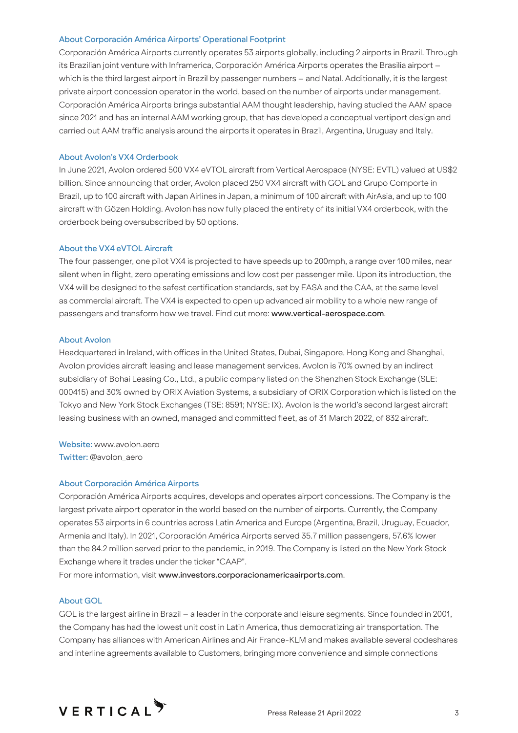### About Corporación América Airports' Operational Footprint

Corporación América Airports currently operates 53 airports globally, including 2 airports in Brazil. Through its Brazilian joint venture with Inframerica, Corporación América Airports operates the Brasilia airport – which is the third largest airport in Brazil by passenger numbers – and Natal. Additionally, it is the largest private airport concession operator in the world, based on the number of airports under management. Corporación América Airports brings substantial AAM thought leadership, having studied the AAM space since 2021 and has an internal AAM working group, that has developed a conceptual vertiport design and carried out AAM traffic analysis around the airports it operates in Brazil, Argentina, Uruguay and Italy.

### About Avolon's VX4 Orderbook

In June 2021, Avolon ordered 500 VX4 eVTOL aircraft from Vertical Aerospace (NYSE: EVTL) valued at US$2 billion. Since announcing that order, Avolon placed 250 VX4 aircraft with GOL and Grupo Comporte in Brazil, up to 100 aircraft with Japan Airlines in Japan, a minimum of 100 aircraft with AirAsia, and up to 100 aircraft with Gözen Holding. Avolon has now fully placed the entirety of its initial VX4 orderbook, with the orderbook being oversubscribed by 50 options.

### About the VX4 eVTOL Aircraft

The four passenger, one pilot VX4 is projected to have speeds up to 200mph, a range over 100 miles, near silent when in flight, zero operating emissions and low cost per passenger mile. Upon its introduction, the VX4 will be designed to the safest certification standards, set by EASA and the CAA, at the same level as commercial aircraft. The VX4 is expected to open up advanced air mobility to a whole new range of passengers and transform how we travel. Find out more: **www.vertical-aerospace.com**.

### About Avolon

Headquartered in Ireland, with offices in the United States, Dubai, Singapore, Hong Kong and Shanghai, Avolon provides aircraft leasing and lease management services. Avolon is 70% owned by an indirect subsidiary of Bohai Leasing Co., Ltd., a public company listed on the Shenzhen Stock Exchange (SLE: 000415) and 30% owned by ORIX Aviation Systems, a subsidiary of ORIX Corporation which is listed on the Tokyo and New York Stock Exchanges (TSE: 8591; NYSE: IX). Avolon is the world's second largest aircraft leasing business with an owned, managed and committed fleet, as of 31 March 2022, of 832 aircraft.

Website: www.avolon.aero
Twitter: @avolon_aero

### About Corporación América Airports

Corporación América Airports acquires, develops and operates airport concessions. The Company is the largest private airport operator in the world based on the number of airports. Currently, the Company operates 53 airports in 6 countries across Latin America and Europe (Argentina, Brazil, Uruguay, Ecuador, Armenia and Italy). In 2021, Corporación América Airports served 35.7 million passengers, 57.6% lower than the 84.2 million served prior to the pandemic, in 2019. The Company is listed on the New York Stock Exchange where it trades under the ticker "CAAP".
For more information, visit **www.investors.corporacionamericaairports.com**.

### About GOL

GOL is the largest airline in Brazil – a leader in the corporate and leisure segments. Since founded in 2001, the Company has had the lowest unit cost in Latin America, thus democratizing air transportation. The Company has alliances with American Airlines and Air France-KLM and makes available several codeshares and interline agreements available to Customers, bringing more convenience and simple connections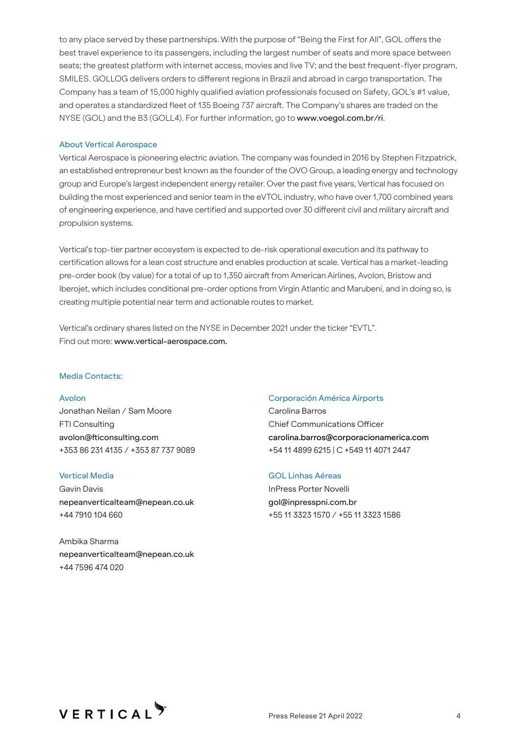to any place served by these partnerships. With the purpose of "Being the First for All", GOL offers the best travel experience to its passengers, including the largest number of seats and more space between seats; the greatest platform with internet access, movies and live TV; and the best frequent-flyer program, SMILES. GOLLOG delivers orders to different regions in Brazil and abroad in cargo transportation. The Company has a team of 15,000 highly qualified aviation professionals focused on Safety, GOL's #1 value, and operates a standardized fleet of 135 Boeing 737 aircraft. The Company's shares are traded on the NYSE (GOL) and the B3 (GOLL4). For further information, go to **www.voegol.com.br/ri**.

### About Vertical Aerospace

Vertical Aerospace is pioneering electric aviation. The company was founded in 2016 by Stephen Fitzpatrick, an established entrepreneur best known as the founder of the OVO Group, a leading energy and technology group and Europe's largest independent energy retailer. Over the past five years, Vertical has focused on building the most experienced and senior team in the eVTOL industry, who have over 1,700 combined years of engineering experience, and have certified and supported over 30 different civil and military aircraft and propulsion systems.

Vertical's top-tier partner ecosystem is expected to de-risk operational execution and its pathway to certification allows for a lean cost structure and enables production at scale. Vertical has a market-leading pre-order book (by value) for a total of up to 1,350 aircraft from American Airlines, Avolon, Bristow and Iberojet, which includes conditional pre-order options from Virgin Atlantic and Marubeni, and in doing so, is creating multiple potential near term and actionable routes to market.

Vertical's ordinary shares listed on the NYSE in December 2021 under the ticker "EVTL".
Find out more: **www.vertical-aerospace.com.**

### Media Contacts:

**Avolon**
Jonathan Neilan / Sam Moore
FTI Consulting
avolon@fticonsulting.com
+353 86 231 4135 / +353 87 737 9089

**Vertical Media**
Gavin Davis
nepeanverticalteam@nepean.co.uk
+44 7910 104 660

Ambika Sharma
nepeanverticalteam@nepean.co.uk
+44 7596 474 020

**Corporación América Airports**
Carolina Barros
Chief Communications Officer
carolina.barros@corporacionamerica.com
+54 11 4899 6215 | C +549 11 4071 2447

**GOL Linhas Aéreas**
InPress Porter Novelli
gol@inpresspni.com.br
+55 11 3323 1570 / +55 11 3323 1586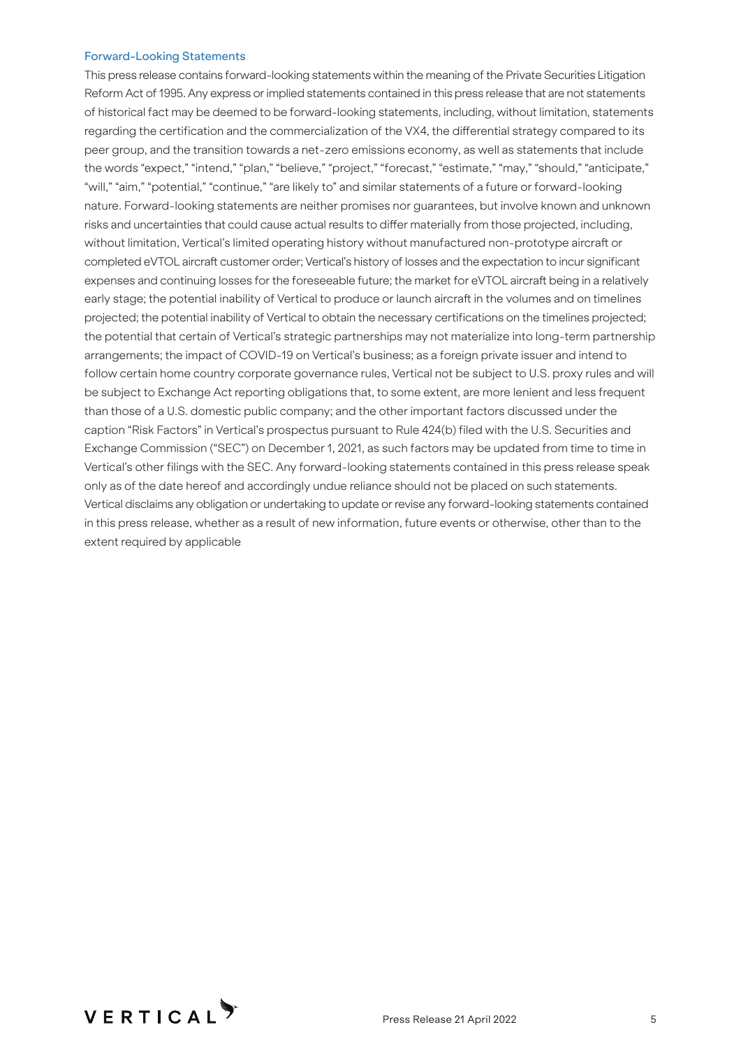### Forward-Looking Statements

This press release contains forward-looking statements within the meaning of the Private Securities Litigation Reform Act of 1995. Any express or implied statements contained in this press release that are not statements of historical fact may be deemed to be forward-looking statements, including, without limitation, statements regarding the certification and the commercialization of the VX4, the differential strategy compared to its peer group, and the transition towards a net-zero emissions economy, as well as statements that include the words "expect," "intend," "plan," "believe," "project," "forecast," "estimate," "may," "should," "anticipate," "will," "aim," "potential," "continue," "are likely to" and similar statements of a future or forward-looking nature. Forward-looking statements are neither promises nor guarantees, but involve known and unknown risks and uncertainties that could cause actual results to differ materially from those projected, including, without limitation, Vertical's limited operating history without manufactured non-prototype aircraft or completed eVTOL aircraft customer order; Vertical's history of losses and the expectation to incur significant expenses and continuing losses for the foreseeable future; the market for eVTOL aircraft being in a relatively early stage; the potential inability of Vertical to produce or launch aircraft in the volumes and on timelines projected; the potential inability of Vertical to obtain the necessary certifications on the timelines projected; the potential that certain of Vertical's strategic partnerships may not materialize into long-term partnership arrangements; the impact of COVID-19 on Vertical's business; as a foreign private issuer and intend to follow certain home country corporate governance rules, Vertical not be subject to U.S. proxy rules and will be subject to Exchange Act reporting obligations that, to some extent, are more lenient and less frequent than those of a U.S. domestic public company; and the other important factors discussed under the caption "Risk Factors" in Vertical's prospectus pursuant to Rule 424(b) filed with the U.S. Securities and Exchange Commission ("SEC") on December 1, 2021, as such factors may be updated from time to time in Vertical's other filings with the SEC. Any forward-looking statements contained in this press release speak only as of the date hereof and accordingly undue reliance should not be placed on such statements. Vertical disclaims any obligation or undertaking to update or revise any forward-looking statements contained in this press release, whether as a result of new information, future events or otherwise, other than to the extent required by applicable